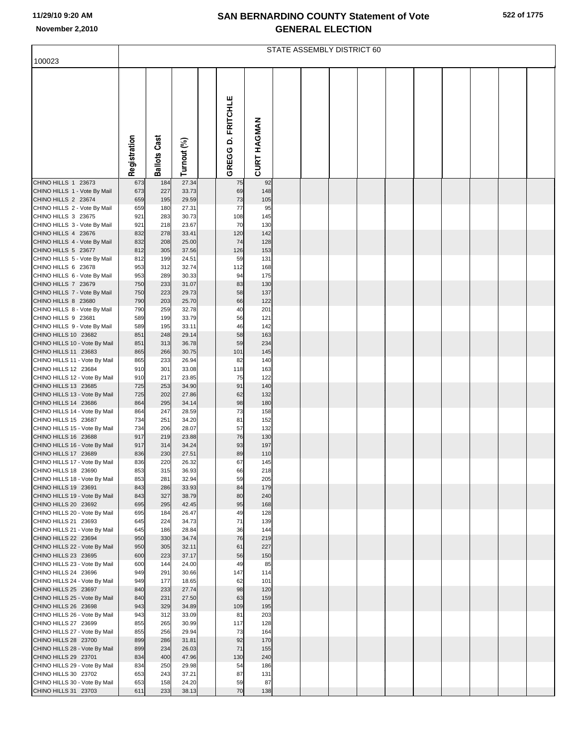# SAN BERNARDINO COUNTY Statement of Vote
# GENERAL ELECTION

11/29/10 9:20 AM
November 2,2010

STATE ASSEMBLY DISTRICT 60

| 100023 | Registration | Ballots Cast | Turnout (%) | | GREGG D. FRITCHLE | CURT HAGMAN |
|---|---|---|---|---|---|---|
| CHINO HILLS 1 23673 | 673 | 184 | 27.34 | | 75 | 92 |
| CHINO HILLS 1 - Vote By Mail | 673 | 227 | 33.73 | | 69 | 148 |
| CHINO HILLS 2 23674 | 659 | 195 | 29.59 | | 73 | 105 |
| CHINO HILLS 2 - Vote By Mail | 659 | 180 | 27.31 | | 77 | 95 |
| CHINO HILLS 3 23675 | 921 | 283 | 30.73 | | 108 | 145 |
| CHINO HILLS 3 - Vote By Mail | 921 | 218 | 23.67 | | 70 | 130 |
| CHINO HILLS 4 23676 | 832 | 278 | 33.41 | | 120 | 142 |
| CHINO HILLS 4 - Vote By Mail | 832 | 208 | 25.00 | | 74 | 128 |
| CHINO HILLS 5 23677 | 812 | 305 | 37.56 | | 126 | 153 |
| CHINO HILLS 5 - Vote By Mail | 812 | 199 | 24.51 | | 59 | 131 |
| CHINO HILLS 6 23678 | 953 | 312 | 32.74 | | 112 | 168 |
| CHINO HILLS 6 - Vote By Mail | 953 | 289 | 30.33 | | 94 | 175 |
| CHINO HILLS 7 23679 | 750 | 233 | 31.07 | | 83 | 130 |
| CHINO HILLS 7 - Vote By Mail | 750 | 223 | 29.73 | | 58 | 137 |
| CHINO HILLS 8 23680 | 790 | 203 | 25.70 | | 66 | 122 |
| CHINO HILLS 8 - Vote By Mail | 790 | 259 | 32.78 | | 40 | 201 |
| CHINO HILLS 9 23681 | 589 | 199 | 33.79 | | 56 | 121 |
| CHINO HILLS 9 - Vote By Mail | 589 | 195 | 33.11 | | 46 | 142 |
| CHINO HILLS 10 23682 | 851 | 248 | 29.14 | | 58 | 163 |
| CHINO HILLS 10 - Vote By Mail | 851 | 313 | 36.78 | | 59 | 234 |
| CHINO HILLS 11 23683 | 865 | 266 | 30.75 | | 101 | 145 |
| CHINO HILLS 11 - Vote By Mail | 865 | 233 | 26.94 | | 82 | 140 |
| CHINO HILLS 12 23684 | 910 | 301 | 33.08 | | 118 | 163 |
| CHINO HILLS 12 - Vote By Mail | 910 | 217 | 23.85 | | 75 | 122 |
| CHINO HILLS 13 23685 | 725 | 253 | 34.90 | | 91 | 140 |
| CHINO HILLS 13 - Vote By Mail | 725 | 202 | 27.86 | | 62 | 132 |
| CHINO HILLS 14 23686 | 864 | 295 | 34.14 | | 98 | 180 |
| CHINO HILLS 14 - Vote By Mail | 864 | 247 | 28.59 | | 73 | 158 |
| CHINO HILLS 15 23687 | 734 | 251 | 34.20 | | 81 | 152 |
| CHINO HILLS 15 - Vote By Mail | 734 | 206 | 28.07 | | 57 | 132 |
| CHINO HILLS 16 23688 | 917 | 219 | 23.88 | | 76 | 130 |
| CHINO HILLS 16 - Vote By Mail | 917 | 314 | 34.24 | | 93 | 197 |
| CHINO HILLS 17 23689 | 836 | 230 | 27.51 | | 89 | 110 |
| CHINO HILLS 17 - Vote By Mail | 836 | 220 | 26.32 | | 67 | 145 |
| CHINO HILLS 18 23690 | 853 | 315 | 36.93 | | 66 | 218 |
| CHINO HILLS 18 - Vote By Mail | 853 | 281 | 32.94 | | 59 | 205 |
| CHINO HILLS 19 23691 | 843 | 286 | 33.93 | | 84 | 179 |
| CHINO HILLS 19 - Vote By Mail | 843 | 327 | 38.79 | | 80 | 240 |
| CHINO HILLS 20 23692 | 695 | 295 | 42.45 | | 95 | 168 |
| CHINO HILLS 20 - Vote By Mail | 695 | 184 | 26.47 | | 49 | 128 |
| CHINO HILLS 21 23693 | 645 | 224 | 34.73 | | 71 | 139 |
| CHINO HILLS 21 - Vote By Mail | 645 | 186 | 28.84 | | 36 | 144 |
| CHINO HILLS 22 23694 | 950 | 330 | 34.74 | | 76 | 219 |
| CHINO HILLS 22 - Vote By Mail | 950 | 305 | 32.11 | | 61 | 227 |
| CHINO HILLS 23 23695 | 600 | 223 | 37.17 | | 56 | 150 |
| CHINO HILLS 23 - Vote By Mail | 600 | 144 | 24.00 | | 49 | 85 |
| CHINO HILLS 24 23696 | 949 | 291 | 30.66 | | 147 | 114 |
| CHINO HILLS 24 - Vote By Mail | 949 | 177 | 18.65 | | 62 | 101 |
| CHINO HILLS 25 23697 | 840 | 233 | 27.74 | | 98 | 120 |
| CHINO HILLS 25 - Vote By Mail | 840 | 231 | 27.50 | | 63 | 159 |
| CHINO HILLS 26 23698 | 943 | 329 | 34.89 | | 109 | 195 |
| CHINO HILLS 26 - Vote By Mail | 943 | 312 | 33.09 | | 81 | 203 |
| CHINO HILLS 27 23699 | 855 | 265 | 30.99 | | 117 | 128 |
| CHINO HILLS 27 - Vote By Mail | 855 | 256 | 29.94 | | 73 | 164 |
| CHINO HILLS 28 23700 | 899 | 286 | 31.81 | | 92 | 170 |
| CHINO HILLS 28 - Vote By Mail | 899 | 234 | 26.03 | | 71 | 155 |
| CHINO HILLS 29 23701 | 834 | 400 | 47.96 | | 130 | 240 |
| CHINO HILLS 29 - Vote By Mail | 834 | 250 | 29.98 | | 54 | 186 |
| CHINO HILLS 30 23702 | 653 | 243 | 37.21 | | 87 | 131 |
| CHINO HILLS 30 - Vote By Mail | 653 | 158 | 24.20 | | 59 | 87 |
| CHINO HILLS 31 23703 | 611 | 233 | 38.13 | | 70 | 138 |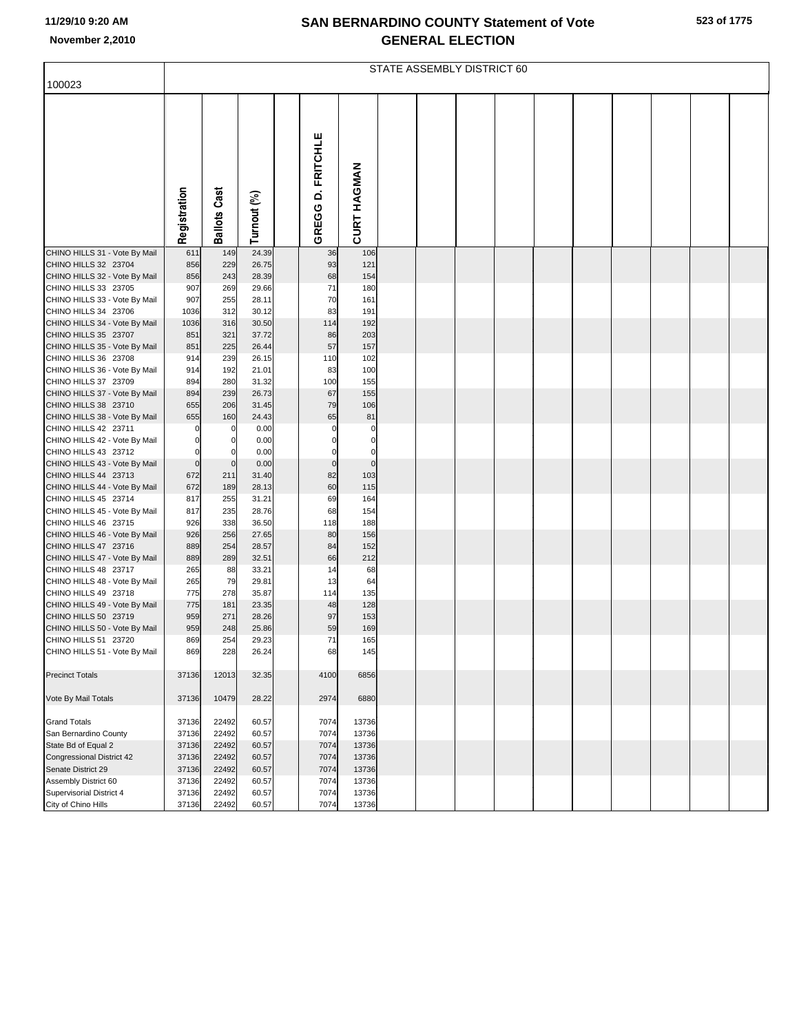# SAN BERNARDINO COUNTY Statement of Vote
## GENERAL ELECTION

11/29/10 9:20 AM
November 2,2010

STATE ASSEMBLY DISTRICT 60

| 100023 | Registration | Ballots Cast | Turnout (%) | | GREGG D. FRITCHLE | CURT HAGMAN |
|---|---|---|---|---|---|---|
| CHINO HILLS 31 - Vote By Mail | 611 | 149 | 24.39 | | 36 | 106 |
| CHINO HILLS 32 23704 | 856 | 229 | 26.75 | | 93 | 121 |
| CHINO HILLS 32 - Vote By Mail | 856 | 243 | 28.39 | | 68 | 154 |
| CHINO HILLS 33 23705 | 907 | 269 | 29.66 | | 71 | 180 |
| CHINO HILLS 33 - Vote By Mail | 907 | 255 | 28.11 | | 70 | 161 |
| CHINO HILLS 34 23706 | 1036 | 312 | 30.12 | | 83 | 191 |
| CHINO HILLS 34 - Vote By Mail | 1036 | 316 | 30.50 | | 114 | 192 |
| CHINO HILLS 35 23707 | 851 | 321 | 37.72 | | 86 | 203 |
| CHINO HILLS 35 - Vote By Mail | 851 | 225 | 26.44 | | 57 | 157 |
| CHINO HILLS 36 23708 | 914 | 239 | 26.15 | | 110 | 102 |
| CHINO HILLS 36 - Vote By Mail | 914 | 192 | 21.01 | | 83 | 100 |
| CHINO HILLS 37 23709 | 894 | 280 | 31.32 | | 100 | 155 |
| CHINO HILLS 37 - Vote By Mail | 894 | 239 | 26.73 | | 67 | 155 |
| CHINO HILLS 38 23710 | 655 | 206 | 31.45 | | 79 | 106 |
| CHINO HILLS 38 - Vote By Mail | 655 | 160 | 24.43 | | 65 | 81 |
| CHINO HILLS 42 23711 | 0 | 0 | 0.00 | | 0 | 0 |
| CHINO HILLS 42 - Vote By Mail | 0 | 0 | 0.00 | | 0 | 0 |
| CHINO HILLS 43 23712 | 0 | 0 | 0.00 | | 0 | 0 |
| CHINO HILLS 43 - Vote By Mail | 0 | 0 | 0.00 | | 0 | 0 |
| CHINO HILLS 44 23713 | 672 | 211 | 31.40 | | 82 | 103 |
| CHINO HILLS 44 - Vote By Mail | 672 | 189 | 28.13 | | 60 | 115 |
| CHINO HILLS 45 23714 | 817 | 255 | 31.21 | | 69 | 164 |
| CHINO HILLS 45 - Vote By Mail | 817 | 235 | 28.76 | | 68 | 154 |
| CHINO HILLS 46 23715 | 926 | 338 | 36.50 | | 118 | 188 |
| CHINO HILLS 46 - Vote By Mail | 926 | 256 | 27.65 | | 80 | 156 |
| CHINO HILLS 47 23716 | 889 | 254 | 28.57 | | 84 | 152 |
| CHINO HILLS 47 - Vote By Mail | 889 | 289 | 32.51 | | 66 | 212 |
| CHINO HILLS 48 23717 | 265 | 88 | 33.21 | | 14 | 68 |
| CHINO HILLS 48 - Vote By Mail | 265 | 79 | 29.81 | | 13 | 64 |
| CHINO HILLS 49 23718 | 775 | 278 | 35.87 | | 114 | 135 |
| CHINO HILLS 49 - Vote By Mail | 775 | 181 | 23.35 | | 48 | 128 |
| CHINO HILLS 50 23719 | 959 | 271 | 28.26 | | 97 | 153 |
| CHINO HILLS 50 - Vote By Mail | 959 | 248 | 25.86 | | 59 | 169 |
| CHINO HILLS 51 23720 | 869 | 254 | 29.23 | | 71 | 165 |
| CHINO HILLS 51 - Vote By Mail | 869 | 228 | 26.24 | | 68 | 145 |
| Precinct Totals | 37136 | 12013 | 32.35 | | 4100 | 6856 |
| Vote By Mail Totals | 37136 | 10479 | 28.22 | | 2974 | 6880 |
| Grand Totals | 37136 | 22492 | 60.57 | | 7074 | 13736 |
| San Bernardino County | 37136 | 22492 | 60.57 | | 7074 | 13736 |
| State Bd of Equal 2 | 37136 | 22492 | 60.57 | | 7074 | 13736 |
| Congressional District 42 | 37136 | 22492 | 60.57 | | 7074 | 13736 |
| Senate District 29 | 37136 | 22492 | 60.57 | | 7074 | 13736 |
| Assembly District 60 | 37136 | 22492 | 60.57 | | 7074 | 13736 |
| Supervisorial District 4 | 37136 | 22492 | 60.57 | | 7074 | 13736 |
| City of Chino Hills | 37136 | 22492 | 60.57 | | 7074 | 13736 |